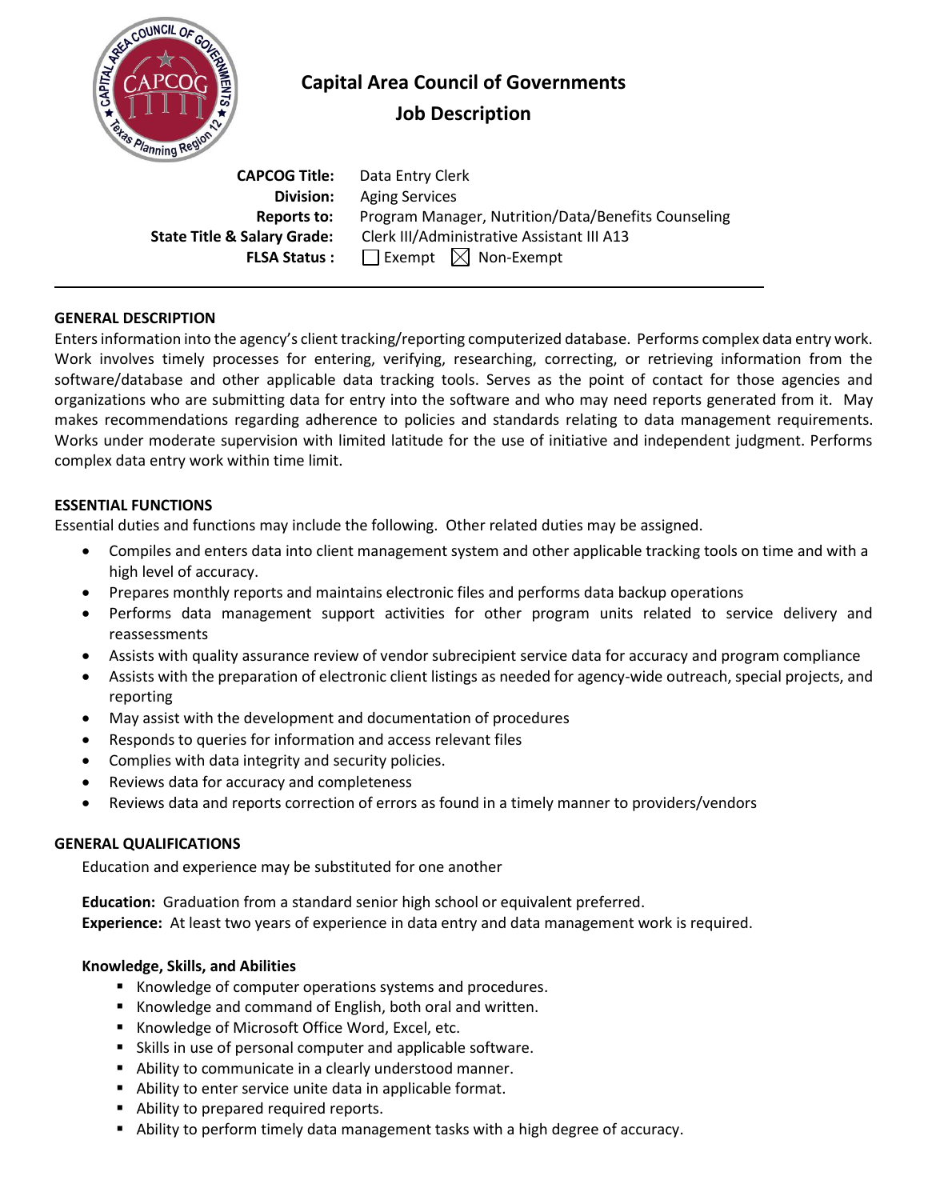# Capital Area Council of Governments

## Job Description

**CAPCOG Title:** Data Entry Clerk
**Division:** Aging Services
**Reports to:** Program Manager, Nutrition/Data/Benefits Counseling
**State Title & Salary Grade:** Clerk III/Administrative Assistant III A13
**FLSA Status :** ☐ Exempt ☒ Non-Exempt

---

### GENERAL DESCRIPTION

Enters information into the agency's client tracking/reporting computerized database. Performs complex data entry work. Work involves timely processes for entering, verifying, researching, correcting, or retrieving information from the software/database and other applicable data tracking tools. Serves as the point of contact for those agencies and organizations who are submitting data for entry into the software and who may need reports generated from it. May makes recommendations regarding adherence to policies and standards relating to data management requirements. Works under moderate supervision with limited latitude for the use of initiative and independent judgment. Performs complex data entry work within time limit.

### ESSENTIAL FUNCTIONS

Essential duties and functions may include the following. Other related duties may be assigned.

- Compiles and enters data into client management system and other applicable tracking tools on time and with a high level of accuracy.
- Prepares monthly reports and maintains electronic files and performs data backup operations
- Performs data management support activities for other program units related to service delivery and reassessments
- Assists with quality assurance review of vendor subrecipient service data for accuracy and program compliance
- Assists with the preparation of electronic client listings as needed for agency-wide outreach, special projects, and reporting
- May assist with the development and documentation of procedures
- Responds to queries for information and access relevant files
- Complies with data integrity and security policies.
- Reviews data for accuracy and completeness
- Reviews data and reports correction of errors as found in a timely manner to providers/vendors

### GENERAL QUALIFICATIONS

Education and experience may be substituted for one another

**Education:** Graduation from a standard senior high school or equivalent preferred.
**Experience:** At least two years of experience in data entry and data management work is required.

#### Knowledge, Skills, and Abilities

- Knowledge of computer operations systems and procedures.
- Knowledge and command of English, both oral and written.
- Knowledge of Microsoft Office Word, Excel, etc.
- Skills in use of personal computer and applicable software.
- Ability to communicate in a clearly understood manner.
- Ability to enter service unite data in applicable format.
- Ability to prepared required reports.
- Ability to perform timely data management tasks with a high degree of accuracy.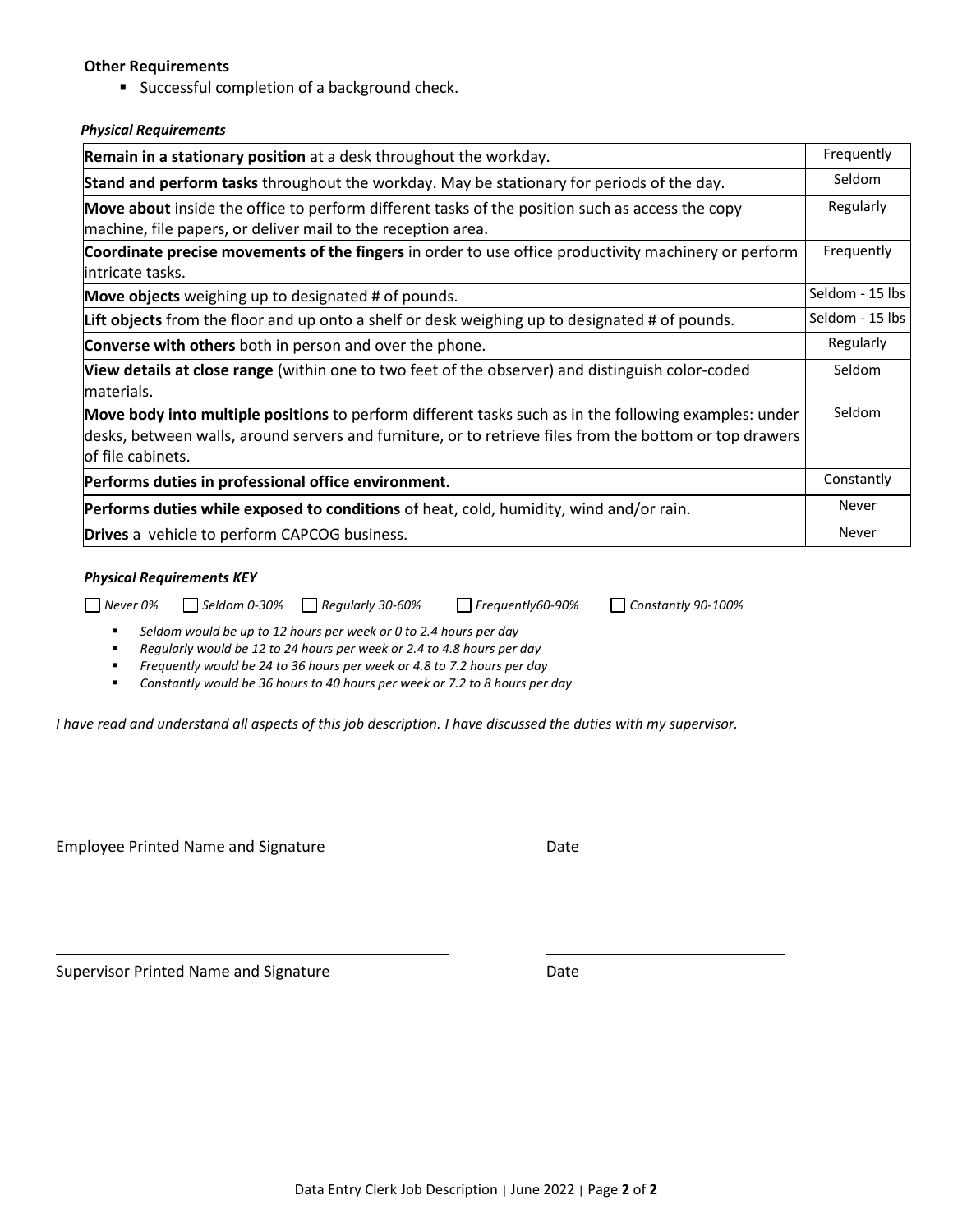**Other Requirements**

- Successful completion of a background check.

***Physical Requirements***

| | |
|---|---|
| **Remain in a stationary position** at a desk throughout the workday. | Frequently |
| **Stand and perform tasks** throughout the workday. May be stationary for periods of the day. | Seldom |
| **Move about** inside the office to perform different tasks of the position such as access the copy machine, file papers, or deliver mail to the reception area. | Regularly |
| **Coordinate precise movements of the fingers** in order to use office productivity machinery or perform intricate tasks. | Frequently |
| **Move objects** weighing up to designated # of pounds. | Seldom - 15 lbs |
| **Lift objects** from the floor and up onto a shelf or desk weighing up to designated # of pounds. | Seldom - 15 lbs |
| **Converse with others** both in person and over the phone. | Regularly |
| **View details at close range** (within one to two feet of the observer) and distinguish color-coded materials. | Seldom |
| **Move body into multiple positions** to perform different tasks such as in the following examples: under desks, between walls, around servers and furniture, or to retrieve files from the bottom or top drawers of file cabinets. | Seldom |
| **Performs duties in professional office environment.** | Constantly |
| **Performs duties while exposed to conditions** of heat, cold, humidity, wind and/or rain. | Never |
| **Drives** a vehicle to perform CAPCOG business. | Never |

***Physical Requirements KEY***

☐ *Never 0%* ☐ *Seldom 0-30%* ☐ *Regularly 30-60%* ☐ *Frequently60-90%* ☐ *Constantly 90-100%*

- *Seldom would be up to 12 hours per week or 0 to 2.4 hours per day*
- *Regularly would be 12 to 24 hours per week or 2.4 to 4.8 hours per day*
- *Frequently would be 24 to 36 hours per week or 4.8 to 7.2 hours per day*
- *Constantly would be 36 hours to 40 hours per week or 7.2 to 8 hours per day*

*I have read and understand all aspects of this job description. I have discussed the duties with my supervisor.*

Employee Printed Name and Signature　　　　Date

Supervisor Printed Name and Signature　　　　Date